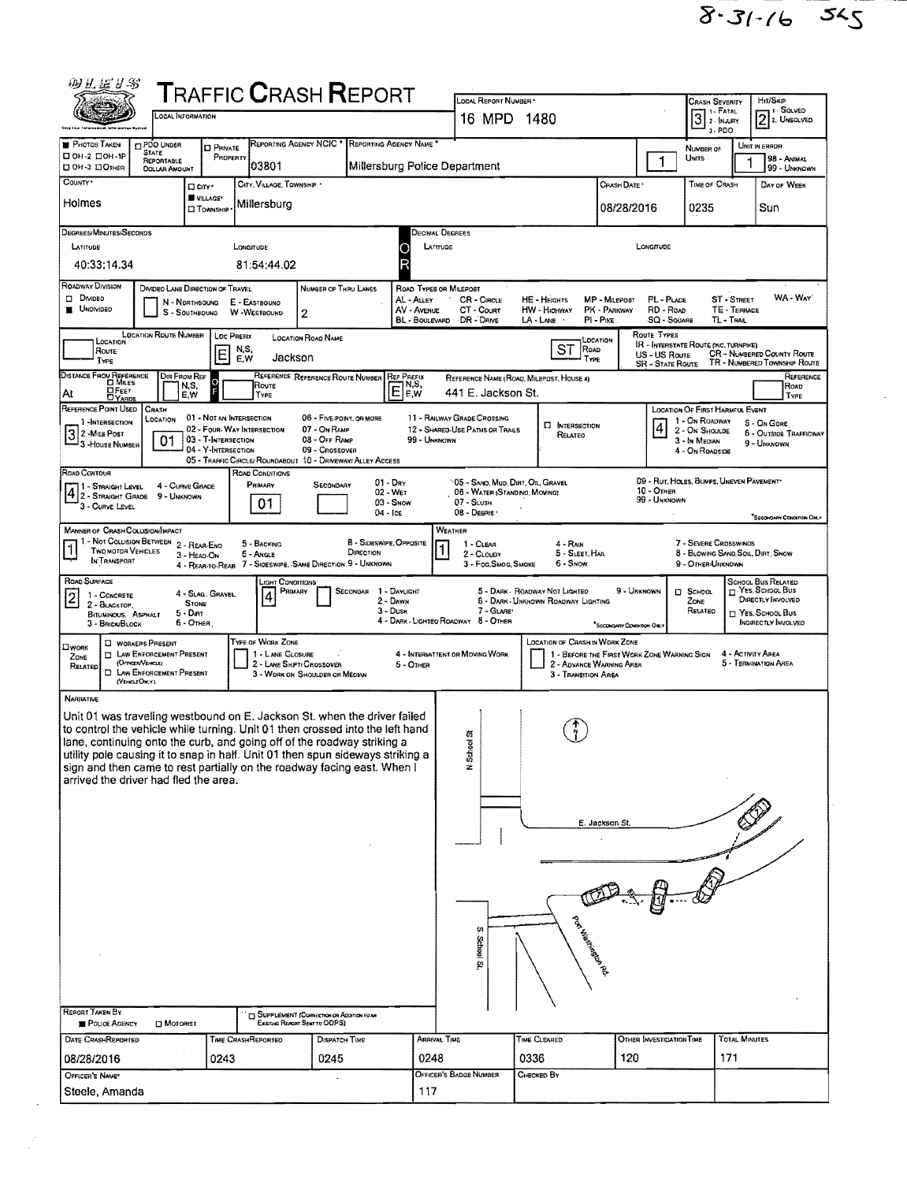8-31-16 SKS

# TRAFFIC CRASH REPORT

| Local Information | Local Report Number | Crash Severity | Hit/Skip |
|---|---|---|---|
| | 16 MPD 1480 | 3 (1 - Fatal, 2 - Injury, 3 - PDO) | 2 (1 - Solved, 2 - Unsolved) |

| Photos Taken | PDO Under State Reportable Dollar Amount | Private Property | Reporting Agency NCIC | Reporting Agency Name | Number of Units | Unit in Error |
|---|---|---|---|---|---|---|
| | | | 03801 | Millersburg Police Department | 1 | 1 (98 - Animal, 99 - Unknown) |

| County | City/Village/Township | Crash Date | Time of Crash | Day of Week |
|---|---|---|---|---|
| Holmes | Village: Millersburg | 08/28/2016 | 0235 | Sun |

**Degrees/Minutes/Seconds**

| Latitude | Longitude |
|---|---|
| 40:33:14.34 | 81:54:44.02 |

**Roadway Division:** Undivided
**Number of Thru Lanes:** 2

Road Types or Milepost: AL - Alley, AV - Avenue, BL - Boulevard, CR - Circle, CT - Court, DR - Drive, HE - Heights, HW - Highway, LA - Lane, MP - Milepost, PK - Parkway, PI - Pike, PL - Place, RD - Road, SQ - Square, ST - Street, TE - Terrace, TL - Trail, WA - Way

**Location:** Loc Prefix: E; Location Road Name: Jackson; Location Road Type: ST

**Distance From Reference:** At; Dir From Ref: E; Reference Name (Road, Milepost, House #): 441 E. Jackson St.

**Reference Point Used:** 3 - House Number
**Crash Location:** 01 - Not an Intersection
**Location of First Harmful Event:** 4 - On Roadside

**Road Contour:** 4 - Curve Grade
**Road Conditions:** Primary: 01 - Dry

**Manner of Crash Collision/Impact:** 1 - Not Collision Between Two Motor Vehicles In Transport
**Weather:** 1 - Clear

**Road Surface:** 2 - Blacktop, Bituminous, Asphalt
**Light Conditions:** Primary: 4 - Dark - Lighted Roadway

**Narrative**

Unit 01 was traveling westbound on E. Jackson St. when the driver failed to control the vehicle while turning. Unit 01 then crossed into the left hand lane, continuing onto the curb, and going off of the roadway striking a utility pole causing it to snap in half. Unit 01 then spun sideways striking a sign and then came to rest partially on the roadway facing east. When I arrived the driver had fled the area.

Diagram labels: N School St, E. Jackson St., S. School St., Port Washington Rd.

**Report Taken By:** Police Agency

| Date Crash Reported | Time Crash Reported | Dispatch Time | Arrival Time | Time Cleared | Other Investigation Time | Total Minutes |
|---|---|---|---|---|---|---|
| 08/28/2016 | 0243 | 0245 | 0248 | 0336 | 120 | 171 |

| Officer's Name | Officer's Badge Number | Checked By |
|---|---|---|
| Steele, Amanda | 117 | |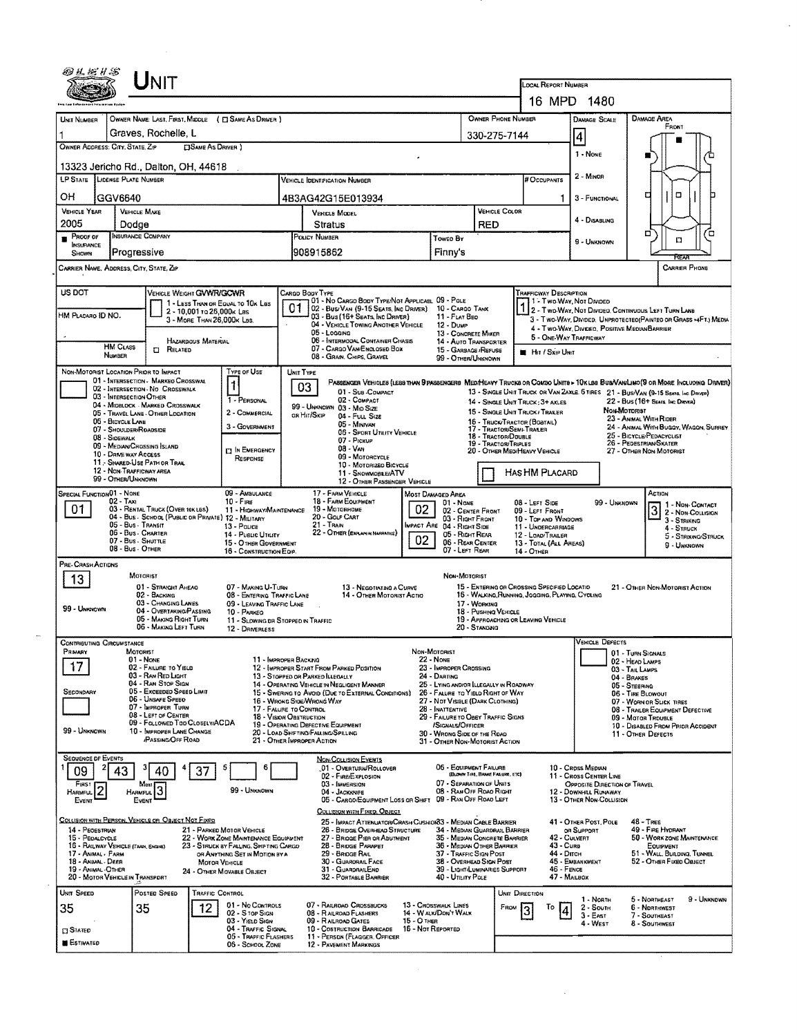# UNIT

**LOCAL REPORT NUMBER:** 16 MPD 1480

| UNIT NUMBER | OWNER NAME: LAST, FIRST, MIDDLE ( ☐ SAME AS DRIVER ) | OWNER PHONE NUMBER | DAMAGE SCALE | DAMAGE AREA |
|---|---|---|---|---|
| 1 | Graves, Rochelle, L | 330-275-7144 | 4 | FRONT |

**OWNER ADDRESS: CITY, STATE, ZIP** ☐ SAME AS DRIVER )
13323 Jericho Rd., Dalton, OH, 44618

Damage Scale: 1 - NONE; 2 - MINOR; 3 - FUNCTIONAL; 4 - DISABLING; 9 - UNKNOWN

| LP STATE | LICENSE PLATE NUMBER | VEHICLE IDENTIFICATION NUMBER | # OCCUPANTS |
|---|---|---|---|
| OH | GGV6640 | 4B3AG42G15E013934 | 1 |

| VEHICLE YEAR | VEHICLE MAKE | VEHICLE MODEL | VEHICLE COLOR |
|---|---|---|---|
| 2005 | Dodge | Stratus | RED |

| PROOF OF INSURANCE SHOWN | INSURANCE COMPANY | POLICY NUMBER | TOWED BY |
|---|---|---|---|
| ■ | Progressive | 908915862 | Finny's |

CARRIER NAME, ADDRESS, CITY, STATE, ZIP — CARRIER PHONE

US DOT

VEHICLE WEIGHT GVWR/GCWR: 1 - LESS THAN OR EQUAL TO 10K LBS; 2 - 10,001 TO 26,000K LBS; 3 - MORE THAN 26,000K LBS.

HM PLACARD ID NO.

HM CLASS NUMBER — HAZARDOUS MATERIAL ☐ RELATED

CARGO BODY TYPE: **01**
01 - NO CARGO BODY TYPE/NOT APPLICABLE; 02 - BUS/VAN (9-15 SEATS, INC DRIVER); 03 - BUS (16+ SEATS, INC DRIVER); 04 - VEHICLE TOWING ANOTHER VEHICLE; 05 - LOGGING; 06 - INTERMODAL CONTAINER CHASIS; 07 - CARGO VAN/ENCLOSED BOX; 08 - GRAIN, CHIPS, GRAVEL; 09 - POLE; 10 - CARGO TANK; 11 - FLAT BED; 12 - DUMP; 13 - CONCRETE MIXER; 14 - AUTO TRANSPORTER; 15 - GARBAGE/REFUSE; 99 - OTHER/UNKNOWN

TRAFFICWAY DESCRIPTION: **1**
1 - TWO-WAY, NOT DIVIDED; 2 - TWO-WAY, NOT DIVIDED, CONTINUOUS LEFT TURN LANE; 3 - TWO-WAY, DIVIDED, UNPROTECTED (PAINTED OR GRASS >4FT.) MEDIA; 4 - TWO-WAY, DIVIDED, POSITIVE MEDIAN BARRIER; 5 - ONE-WAY TRAFFICWAY
■ HIT / SKIP UNIT

NON-MOTORIST LOCATION PRIOR TO IMPACT: 01 - INTERSECTION - MARKED CROSSWAL; 02 - INTERSECTION - NO CROSSWALK; 03 - INTERSECTION OTHER; 04 - MIDBLOCK - MARKED CROSSWALK; 05 - TRAVEL LANE - OTHER LOCATION; 06 - BICYCLE LANE; 07 - SHOULDER/ROADSIDE; 08 - SIDEWALK; 09 - MEDIAN/CROSSING ISLAND; 10 - DRIVE WAY ACCESS; 11 - SHARED-USE PATH OR TRAIL; 12 - NON-TRAFFICWAY AREA; 99 - OTHER/UNKNOWN

TYPE OF USE: **1**
1 - PERSONAL; 2 - COMMERCIAL; 3 - GOVERNMENT; ☐ IN EMERGENCY RESPONSE

UNIT TYPE: **03**
PASSENGER VEHICLES (LESS THAN 9 PASSENGERS MED/HEAVY TRUCKS OR COMBO UNITS > 10K LBS BUS/VAN/LIMO (9 OR MORE INCLUDING DRIVER)
01 - SUB-COMPACT; 02 - COMPACT; 99 - UNKNOWN 03 - MID SIZE; OR HIT/SKIP 04 - FULL SIZE; 05 - MINIVAN; 06 - SPORT UTILITY VEHICLE; 07 - PICKUP; 08 - VAN; 09 - MOTORCYCLE; 10 - MOTORIZED BICYCLE; 11 - SNOWMOBILE/ATV; 12 - OTHER PASSENGER VEHICLE
13 - SINGLE UNIT TRUCK OR VAN 2AXLE, 6 TIRES; 14 - SINGLE UNIT TRUCK: 3+ AXLES; 15 - SINGLE UNIT TRUCK / TRAILER; 16 - TRUCK/TRACTOR (BOBTAIL); 17 - TRACTOR/SEMI-TRAILER; 18 - TRACTOR/DOUBLE; 19 - TRACTOR/TRIPLES; 20 - OTHER MED/HEAVY VEHICLE
21 - BUS/VAN (9-15 SEATS, INC DRIVER); 22 - BUS (16+ SEATS, INC DRIVER)
NON-MOTORIST: 23 - ANIMAL WITH RIDER; 24 - ANIMAL WITH BUGGY, WAGON, SURREY; 25 - BICYCLE/PEDACYCLIST; 26 - PEDESTRIAN/SKATER; 27 - OTHER NON-MOTORIST
☐ HAS HM PLACARD

SPECIAL FUNCTION: **01**
01 - NONE; 02 - TAXI; 03 - RENTAL TRUCK (OVER 10K LBS); 04 - BUS - SCHOOL (PUBLIC OR PRIVATE); 05 - BUS - TRANSIT; 06 - BUS - CHARTER; 07 - BUS - SHUTTLE; 08 - BUS - OTHER; 09 - AMBULANCE; 10 - FIRE; 11 - HIGHWAY/MAINTENANCE; 12 - MILITARY; 13 - POLICE; 14 - PUBLIC UTILITY; 15 - OTHER GOVERNMENT; 16 - CONSTRUCTION EQIP.; 17 - FARM VEHICLE; 18 - FARM EQUIPMENT; 19 - MOTORHOME; 20 - GOLF CART; 21 - TRAIN; 22 - OTHER (EXPLAIN IN NARRATIVE)

MOST DAMAGED AREA: **02**; IMPACT ARE: **02**
01 - NONE; 02 - CENTER FRONT; 03 - RIGHT FRONT; 04 - RIGHT SIDE; 05 - RIGHT REAR; 06 - REAR CENTER; 07 - LEFT REAR; 08 - LEFT SIDE; 09 - LEFT FRONT; 10 - TOP AND WINDOWS; 11 - UNDERCARRIAGE; 12 - LOAD/TRAILER; 13 - TOTAL (ALL AREAS); 14 - OTHER; 99 - UNKNOWN

ACTION: **3**
1 - NON-CONTACT; 2 - NON-COLLISION; 3 - STRIKING; 4 - STRUCK; 5 - STRIKING/STRUCK; 9 - UNKNOWN

PRE-CRASH ACTIONS: **13**
MOTORIST: 01 - STRAIGHT AHEAD; 02 - BACKING; 03 - CHANGING LANES; 04 - OVERTAKING/PASSING; 05 - MAKING RIGHT TURN; 06 - MAKING LEFT TURN; 07 - MAKING U-TURN; 08 - ENTERING TRAFFIC LANE; 09 - LEAVING TRAFFIC LANE; 10 - PARKED; 11 - SLOWING OR STOPPED IN TRAFFIC; 12 - DRIVERLESS; 13 - NEGOTIATING A CURVE; 14 - OTHER MOTORIST ACTIO; 99 - UNKNOWN
NON-MOTORIST: 15 - ENTERING OR CROSSING SPECIFIED LOCATIO; 16 - WALKING, RUNNING, JOGGING, PLAYING, CYCLING; 17 - WORKING; 18 - PUSHING VEHICLE; 19 - APPROACHING OR LEAVING VEHICLE; 20 - STANDING; 21 - OTHER NON-MOTORIST ACTION

CONTRIBUTING CIRCUMSTANCE
PRIMARY: **17**; SECONDARY: (blank)
MOTORIST: 01 - NONE; 02 - FAILURE TO YIELD; 03 - RAN RED LIGHT; 04 - RAN STOP SIGN; 05 - EXCEEDED SPEED LIMIT; 06 - UNSAFE SPEED; 07 - IMPROPER TURN; 08 - LEFT OF CENTER; 09 - FOLLOWED TOO CLOSELY/ACDA; 10 - IMPROPER LANE CHANGE /PASSING/OFF ROAD; 11 - IMPROPER BACKING; 12 - IMPROPER START FROM PARKED POSITION; 13 - STOPPED OR PARKED ILLEGALLY; 14 - OPERATING VEHICLE IN NEGLIGENT MANNER; 15 - SWERING TO AVOID (DUE TO EXTERNAL CONDITIONS); 16 - WRONG SIDE/WRONG WAY; 17 - FALURE TO CONTROL; 18 - VISION OBSTRUCTION; 19 - OPERATING DEFECTIVE EQUIPMENT; 20 - LOAD SHIFTING/FALLING/SPILLING; 21 - OTHER IMPROPER ACTION; 99 - UNKNOWN
NON-MOTORIST: 22 - NONE; 23 - IMPROPER CROSSING; 24 - DARTING; 25 - LYING AND/OR ILLEGALLY IN ROADWAY; 26 - FALURE TO YIELD RIGHT OF WAY; 27 - NOT VISIBLE (DARK CLOTHING); 28 - INATTENTIVE; 29 - FAILURE TO OBEY TRAFFIC SIGNS /SIGNALS/OFFICER; 30 - WRONG SIDE OF THE ROAD; 31 - OTHER NON-MOTORIST ACTION
VEHICLE DEFECTS: 01 - TURN SIGNALS; 02 - HEAD LAMPS; 03 - TAIL LAMPS; 04 - BRAKES; 05 - STEERING; 06 - TIRE BLOWOUT; 07 - WORN OR SLICK TIRES; 08 - TRAILER EQUIPMENT DEFECTIVE; 09 - MOTOR TROUBLE; 10 - DISABLED FROM PRIOR ACCIDENT; 11 - OTHER DEFECTS

SEQUENCE OF EVENTS: 1: **09**; 2: **43**; 3: **40**; 4: **37**; 5: ; 6:
FIRST HARMFUL EVENT: **2**; MOST HARMFUL EVENT: **3**; 99 - UNKNOWN

NON-COLLISION EVENTS: 01 - OVERTURN/ROLLOVER; 02 - FIRE/EXPLOSION; 03 - IMMERSION; 04 - JACKKNIFE; 05 - CARGO/EQUIPMENT LOSS OR SHIFT; 06 - EQUIPMENT FAILURE (BLOWN TIRE, BRAKE FAILURE, ETC); 07 - SEPARATION OF UNITS; 08 - RAN OFF ROAD RIGHT; 09 - RAN OFF ROAD LEFT; 10 - CROSS MEDIAN; 11 - CROSS CENTER LINE OPPOSITE DIRECTION OF TRAVEL; 12 - DOWNHILL RUNAWAY; 13 - OTHER NON-COLLISION

COLLISION WITH PERSON, VEHICLE OR OBJECT NOT FIXED: 14 - PEDESTRIAN; 15 - PEDALCYCLE; 16 - RAILWAY VEHICLE (TRAIN, ENGINE); 17 - ANIMAL - FARM; 18 - ANIMAL - DEER; 19 - ANIMAL - OTHER; 20 - MOTOR VEHICLE IN TRANSPORT; 21 - PARKED MOTOR VEHICLE; 22 - WORK ZONE MAINTENANCE EQUIPMENT; 23 - STRUCK BY FALLING, SHIFTING CARGO OR ANYTHING SET IN MOTION BY A MOTOR VEHICLE; 24 - OTHER MOVABLE OBJECT

COLLISION WITH FIXED, OBJECT: 25 - IMPACT ATTENUATOR/CRASH CUSHION; 26 - BRIDGE OVERHEAD STRUCTURE; 27 - BRIDGE PIER OR ABUTMENT; 28 - BRIDGE PARAPET; 29 - BRIDGE RAIL; 30 - GUARDRAIL FACE; 31 - GUARDRAILEND; 32 - PORTABLE BARRIER; 33 - MEDIAN CABLE BARRIER; 34 - MEDIAN GUARDRAIL BARRIER; 35 - MEDIAN CONCRETE BARRIER; 36 - MEDIAN OTHER BARRIER; 37 - TRAFFIC SIGN POST; 38 - OVERHEAD SIGN POST; 39 - LIGHT/LUMINARIES SUPPORT; 40 - UTILITY POLE; 41 - OTHER POST, POLE OR SUPPORT; 42 - CULVERT; 43 - CURB; 44 - DITCH; 45 - EMBANKMENT; 46 - FENCE; 47 - MAILBOX; 48 - TREE; 49 - FIRE HYDRANT; 50 - WORK ZONE MAINTENANCE EQUIPMENT; 51 - WALL, BUILDING, TUNNEL; 52 - OTHER FIXED OBJECT

| UNIT SPEED | POSTED SPEED | TRAFFIC CONTROL | UNIT DIRECTION |
|---|---|---|---|
| 35 | 35 | 12 | FROM 3 TO 4 |

☐ STATED ■ ESTIMATED

TRAFFIC CONTROL: 01 - NO CONTROLS; 02 - STOP SIGN; 03 - YIELD SIGN; 04 - TRAFFIC SIGNAL; 05 - TRAFFIC FLASHERS; 06 - SCHOOL ZONE; 07 - RAILROAD CROSSBUCKS; 08 - RAILROAD FLASHERS; 09 - RAILROAD GATES; 10 - CONSTRUCTION BARRICADE; 11 - PERSON (FLAGGER, OFFICER; 12 - PAVEMENT MARKINGS; 13 - CROSSWALK LINES; 14 - WALK/DON'T WALK; 15 - OTHER; 16 - NOT REPORTED

UNIT DIRECTION: 1 - NORTH; 2 - SOUTH; 3 - EAST; 4 - WEST; 5 - NORTHEAST; 6 - NORTHWEST; 7 - SOUTHEAST; 8 - SOUTHWEST; 9 - UNKNOWN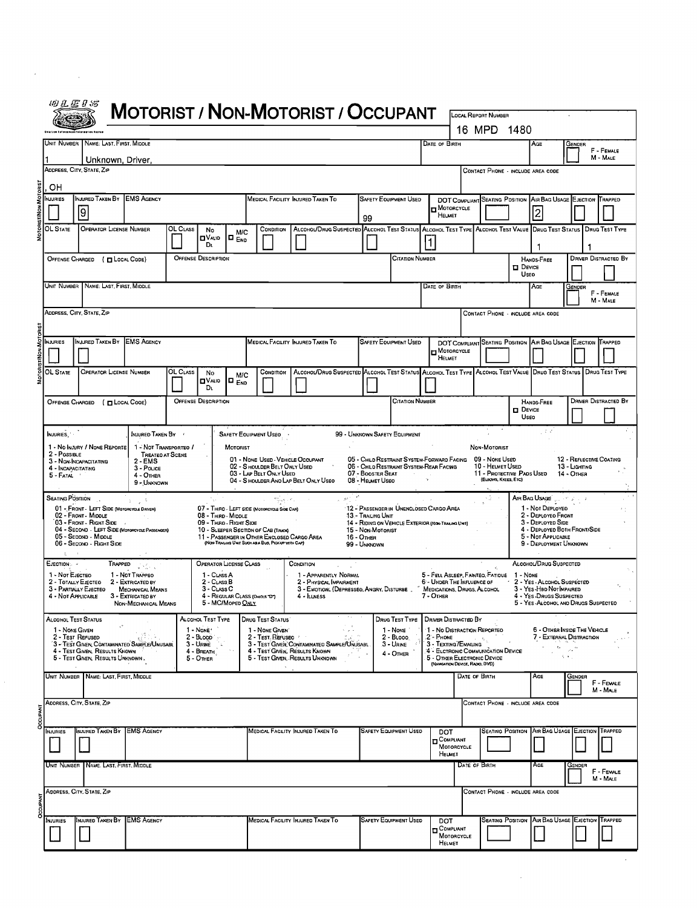# MOTORIST / NON-MOTORIST / OCCUPANT

LOCAL REPORT NUMBER: 16 MPD 1480

## MOTORIST/NON-MOTORIST

| UNIT NUMBER | NAME: LAST, FIRST, MIDDLE | DATE OF BIRTH | AGE | GENDER (F - FEMALE / M - MALE) |
|---|---|---|---|---|
| 1 | Unknown, Driver, | | | |

| ADDRESS, CITY, STATE, ZIP | CONTACT PHONE - INCLUDE AREA CODE |
|---|---|
| , OH | |

| INJURIES | INJURED TAKEN BY | EMS AGENCY | MEDICAL FACILITY INJURED TAKEN TO | SAFETY EQUIPMENT USED | DOT COMPLIANT MOTORCYCLE HELMET | SEATING POSITION | AIR BAG USAGE | EJECTION | TRAPPED |
|---|---|---|---|---|---|---|---|---|---|
| | 9 | | | 99 | | | 2 | | |

| OL STATE | OPERATOR LICENSE NUMBER | OL CLASS | NO VALID DL | M/C END | CONDITION | ALCOHOL/DRUG SUSPECTED | ALCOHOL TEST STATUS | ALCOHOL TEST TYPE | ALCOHOL TEST VALUE | DRUG TEST STATUS | DRUG TEST TYPE |
|---|---|---|---|---|---|---|---|---|---|---|---|
| | | | | | | | | 1 | | 1 | 1 |

| OFFENSE CHARGED ( LOCAL CODE) | OFFENSE DESCRIPTION | CITATION NUMBER | HANDS-FREE DEVICE USED | DRIVER DISTRACTED BY |
|---|---|---|---|---|
| | | | | |

## MOTORIST/NON-MOTORIST

| UNIT NUMBER | NAME: LAST, FIRST, MIDDLE | DATE OF BIRTH | AGE | GENDER (F - FEMALE / M - MALE) |
|---|---|---|---|---|
| | | | | |

| ADDRESS, CITY, STATE, ZIP | CONTACT PHONE - INCLUDE AREA CODE |
|---|---|
| | |

| INJURIES | INJURED TAKEN BY | EMS AGENCY | MEDICAL FACILITY INJURED TAKEN TO | SAFETY EQUIPMENT USED | DOT COMPLIANT MOTORCYCLE HELMET | SEATING POSITION | AIR BAG USAGE | EJECTION | TRAPPED |
|---|---|---|---|---|---|---|---|---|---|
| | | | | | | | | | |

| OL STATE | OPERATOR LICENSE NUMBER | OL CLASS | NO VALID DL | M/C END | CONDITION | ALCOHOL/DRUG SUSPECTED | ALCOHOL TEST STATUS | ALCOHOL TEST TYPE | ALCOHOL TEST VALUE | DRUG TEST STATUS | DRUG TEST TYPE |
|---|---|---|---|---|---|---|---|---|---|---|---|
| | | | | | | | | | | | |

| OFFENSE CHARGED ( LOCAL CODE) | OFFENSE DESCRIPTION | CITATION NUMBER | HANDS-FREE DEVICE USED | DRIVER DISTRACTED BY |
|---|---|---|---|---|
| | | | | |

## Codes

**INJURIES:** 1 - No Injury / None Reported; 2 - Possible; 3 - Non-Incapacitating; 4 - Incapacitating; 5 - Fatal

**INJURED TAKEN BY:** 1 - Not Transported / Treated at Scene; 2 - EMS; 3 - Police; 4 - Other; 9 - Unknown

**SAFETY EQUIPMENT USED:** 99 - Unknown Safety Equipment

Motorist: 01 - None Used - Vehicle Occupant; 02 - Shoulder Belt Only Used; 03 - Lap Belt Only Used; 04 - Shoulder And Lap Belt Only Used; 05 - Child Restraint System-Forward Facing; 06 - Child Restraint System-Rear Facing; 07 - Booster Seat; 08 - Helmet Used

Non-Motorist: 09 - None Used; 10 - Helmet Used; 11 - Protective Pads Used (Elbows, Knees, Etc); 12 - Reflective Coating; 13 - Lighting; 14 - Other

**SEATING POSITION:** 01 - Front - Left Side (Motorcycle Driver); 02 - Front - Middle; 03 - Front - Right Side; 04 - Second - Left Side (Motorcycle Passenger); 05 - Second - Middle; 06 - Second - Right Side; 07 - Third - Left Side (Motorcycle Side Car); 08 - Third - Middle; 09 - Third - Right Side; 10 - Sleeper Section of Cab (Truck); 11 - Passenger in Other Enclosed Cargo Area (Non-Trailing Unit Such as a Bus, Pick-up with Cap); 12 - Passenger in Unenclosed Cargo Area; 13 - Trailing Unit; 14 - Riding on Vehicle Exterior (Non-Trailing Unit); 15 - Non-Motorist; 16 - Other; 99 - Unknown

**AIR BAG USAGE:** 1 - Not Deployed; 2 - Deployed Front; 3 - Deployed Side; 4 - Deployed Both Front/Side; 5 - Not Applicable; 9 - Deployment Unknown

**EJECTION:** 1 - Not Ejected; 2 - Totally Ejected; 3 - Partially Ejected; 4 - Not Applicable

**TRAPPED:** 1 - Not Trapped; 2 - Extricated by Mechanical Means; 3 - Extricated by Non-Mechanical Means

**OPERATOR LICENSE CLASS:** 1 - Class A; 2 - Class B; 3 - Class C; 4 - Regular Class (Ohio is "D"); 5 - MC/Moped Only

**CONDITION:** 1 - Apparently Normal; 2 - Physical Impairment; 3 - Emotional (Depressed, Angry, Disturbed); 4 - Illness; 5 - Fell Asleep, Fainted, Fatigue; 6 - Under the Influence of Medications, Drugs, Alcohol; 7 - Other

**ALCOHOL/DRUG SUSPECTED:** 1 - None; 2 - Yes - Alcohol Suspected; 3 - Yes - HBD Not Impaired; 4 - Yes - Drugs Suspected; 5 - Yes - Alcohol and Drugs Suspected

**ALCOHOL TEST STATUS:** 1 - None Given; 2 - Test Refused; 3 - Test Given, Contaminated Sample/Unusable; 4 - Test Given, Results Known; 5 - Test Given, Results Unknown

**ALCOHOL TEST TYPE:** 1 - None; 2 - Blood; 3 - Urine; 4 - Breath; 5 - Other

**DRUG TEST STATUS:** 1 - None Given; 2 - Test Refused; 3 - Test Given, Contaminated Sample/Unusable; 4 - Test Given, Results Known; 5 - Test Given, Results Unknown

**DRUG TEST TYPE:** 1 - None; 2 - Blood; 3 - Urine; 4 - Other

**DRIVER DISTRACTED BY:** 1 - No Distraction Reported; 2 - Phone; 3 - Texting/Emailing; 4 - Electronic Communication Device; 5 - Other Electronic Device (Navigation Device, Radio, DVD); 6 - Other Inside the Vehicle; 7 - External Distraction

## OCCUPANT

| UNIT NUMBER | NAME: LAST, FIRST, MIDDLE | DATE OF BIRTH | AGE | GENDER (F - FEMALE / M - MALE) |
|---|---|---|---|---|
| | | | | |

| ADDRESS, CITY, STATE, ZIP | CONTACT PHONE - INCLUDE AREA CODE |
|---|---|
| | |

| INJURIES | INJURED TAKEN BY | EMS AGENCY | MEDICAL FACILITY INJURED TAKEN TO | SAFETY EQUIPMENT USED | DOT COMPLIANT MOTORCYCLE HELMET | SEATING POSITION | AIR BAG USAGE | EJECTION | TRAPPED |
|---|---|---|---|---|---|---|---|---|---|
| | | | | | | | | | |

## OCCUPANT

| UNIT NUMBER | NAME: LAST, FIRST, MIDDLE | DATE OF BIRTH | AGE | GENDER (F - FEMALE / M - MALE) |
|---|---|---|---|---|
| | | | | |

| ADDRESS, CITY, STATE, ZIP | CONTACT PHONE - INCLUDE AREA CODE |
|---|---|
| | |

| INJURIES | INJURED TAKEN BY | EMS AGENCY | MEDICAL FACILITY INJURED TAKEN TO | SAFETY EQUIPMENT USED | DOT COMPLIANT MOTORCYCLE HELMET | SEATING POSITION | AIR BAG USAGE | EJECTION | TRAPPED |
|---|---|---|---|---|---|---|---|---|---|
| | | | | | | | | | |